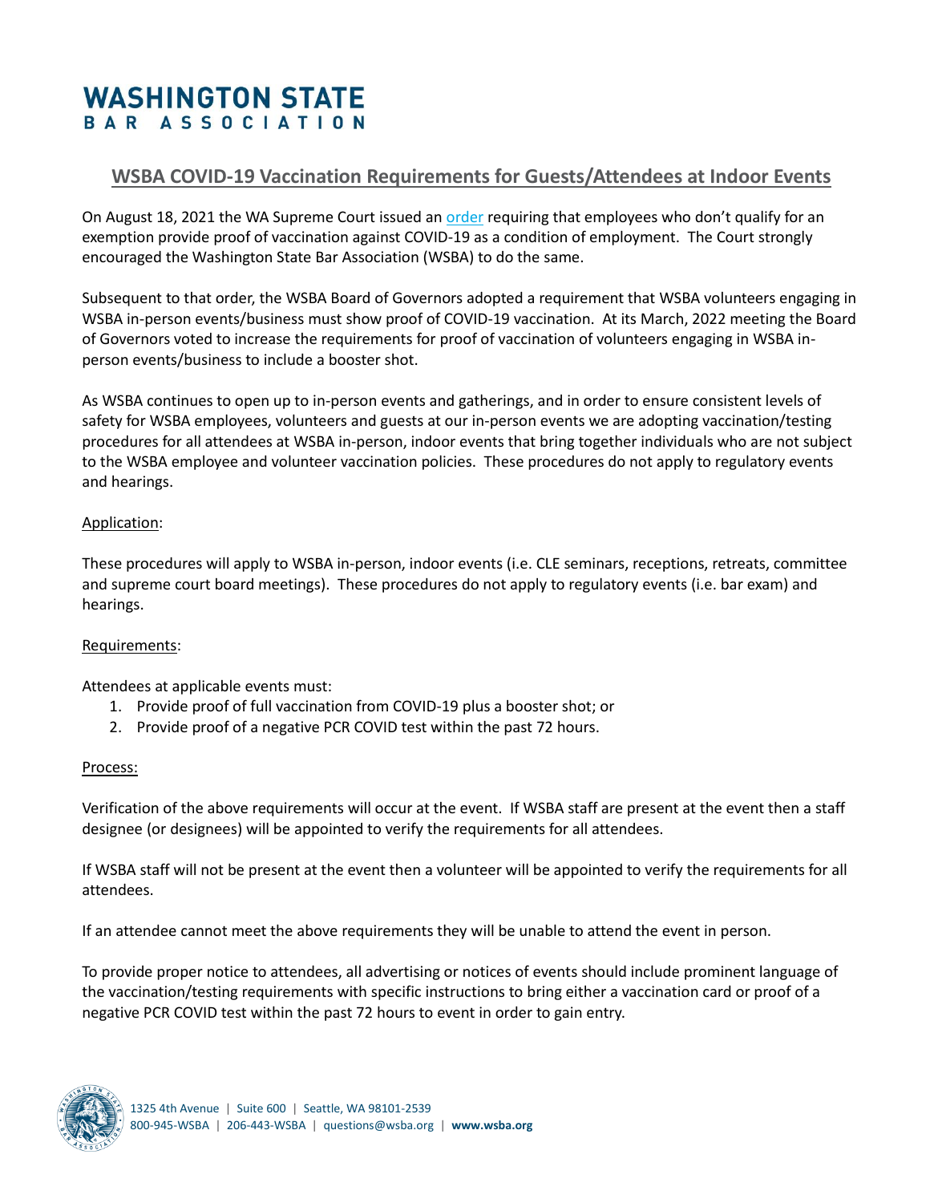# WASHINGTON STATE BAR ASSOCIATION

## WSBA COVID-19 Vaccination Requirements for Guests/Attendees at Indoor Events

On August 18, 2021 the WA Supreme Court issued an order requiring that employees who don't qualify for an exemption provide proof of vaccination against COVID-19 as a condition of employment. The Court strongly encouraged the Washington State Bar Association (WSBA) to do the same.

Subsequent to that order, the WSBA Board of Governors adopted a requirement that WSBA volunteers engaging in WSBA in-person events/business must show proof of COVID-19 vaccination. At its March, 2022 meeting the Board of Governors voted to increase the requirements for proof of vaccination of volunteers engaging in WSBA in-person events/business to include a booster shot.

As WSBA continues to open up to in-person events and gatherings, and in order to ensure consistent levels of safety for WSBA employees, volunteers and guests at our in-person events we are adopting vaccination/testing procedures for all attendees at WSBA in-person, indoor events that bring together individuals who are not subject to the WSBA employee and volunteer vaccination policies. These procedures do not apply to regulatory events and hearings.

### Application:

These procedures will apply to WSBA in-person, indoor events (i.e. CLE seminars, receptions, retreats, committee and supreme court board meetings). These procedures do not apply to regulatory events (i.e. bar exam) and hearings.

### Requirements:

Attendees at applicable events must:

1. Provide proof of full vaccination from COVID-19 plus a booster shot; or
2. Provide proof of a negative PCR COVID test within the past 72 hours.

### Process:

Verification of the above requirements will occur at the event. If WSBA staff are present at the event then a staff designee (or designees) will be appointed to verify the requirements for all attendees.

If WSBA staff will not be present at the event then a volunteer will be appointed to verify the requirements for all attendees.

If an attendee cannot meet the above requirements they will be unable to attend the event in person.

To provide proper notice to attendees, all advertising or notices of events should include prominent language of the vaccination/testing requirements with specific instructions to bring either a vaccination card or proof of a negative PCR COVID test within the past 72 hours to event in order to gain entry.

1325 4th Avenue | Suite 600 | Seattle, WA 98101-2539
800-945-WSBA | 206-443-WSBA | questions@wsba.org | **www.wsba.org**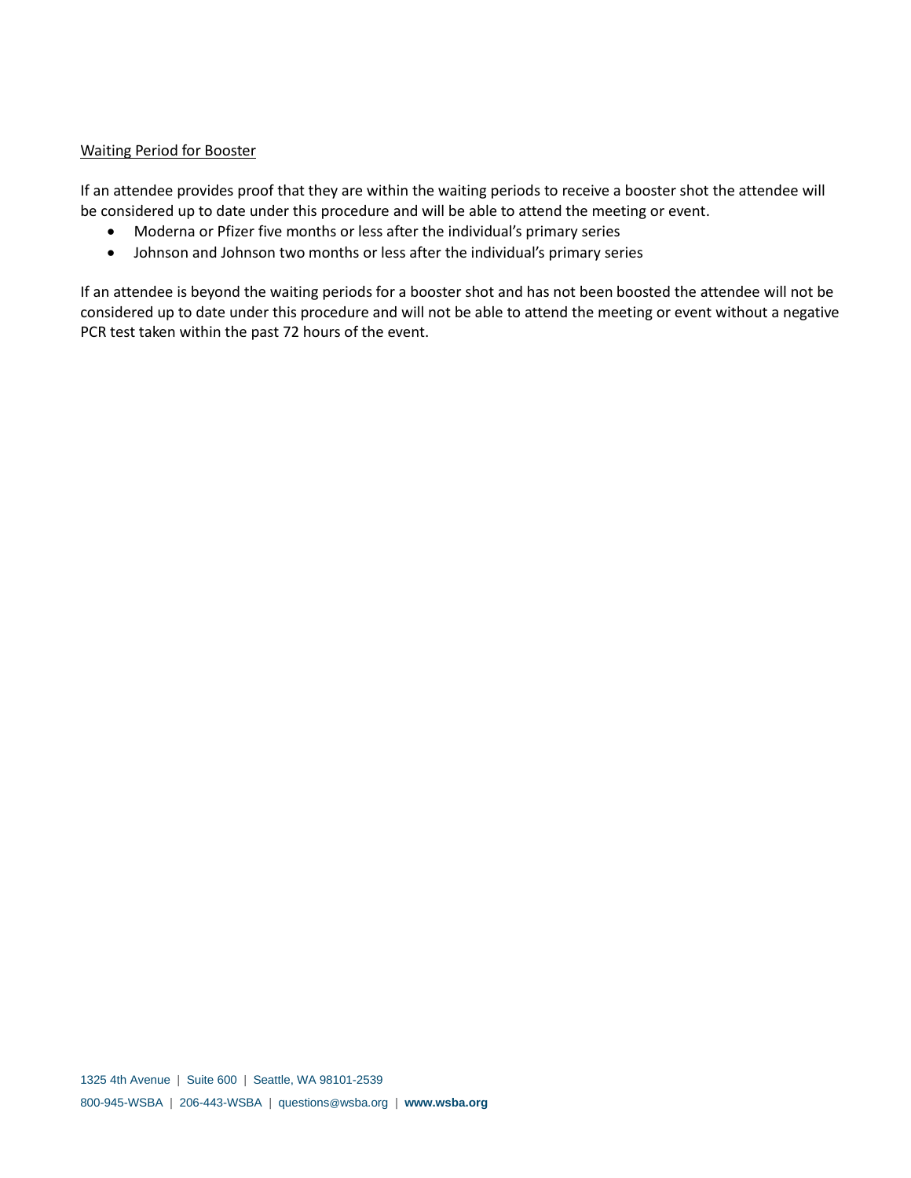<u>Waiting Period for Booster</u>

If an attendee provides proof that they are within the waiting periods to receive a booster shot the attendee will be considered up to date under this procedure and will be able to attend the meeting or event.

- Moderna or Pfizer five months or less after the individual's primary series
- Johnson and Johnson two months or less after the individual's primary series

If an attendee is beyond the waiting periods for a booster shot and has not been boosted the attendee will not be considered up to date under this procedure and will not be able to attend the meeting or event without a negative PCR test taken within the past 72 hours of the event.